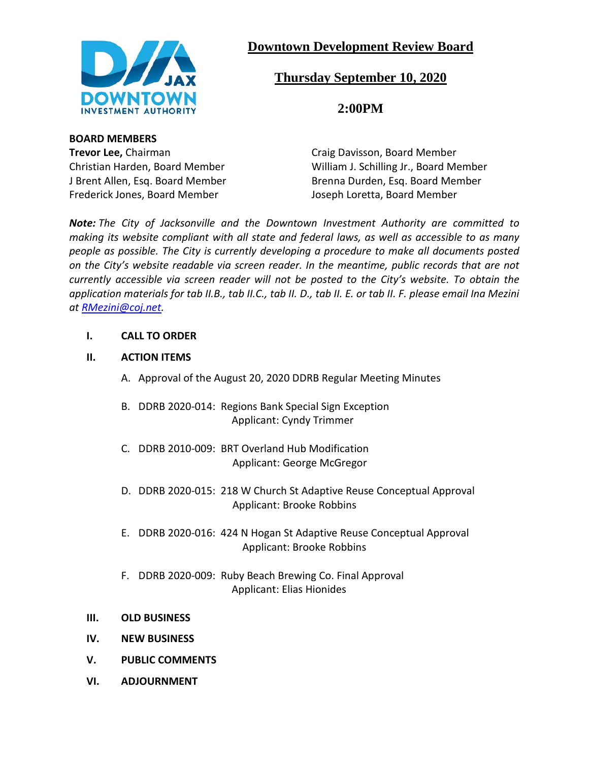# Downtown Development Review Board

## Thursday September 10, 2020

## 2:00PM

**BOARD MEMBERS**

**Trevor Lee,** Chairman
Christian Harden, Board Member
J Brent Allen, Esq. Board Member
Frederick Jones, Board Member
Craig Davisson, Board Member
William J. Schilling Jr., Board Member
Brenna Durden, Esq. Board Member
Joseph Loretta, Board Member

***Note:*** *The City of Jacksonville and the Downtown Investment Authority are committed to making its website compliant with all state and federal laws, as well as accessible to as many people as possible. The City is currently developing a procedure to make all documents posted on the City's website readable via screen reader. In the meantime, public records that are not currently accessible via screen reader will not be posted to the City's website. To obtain the application materials for tab II.B., tab II.C., tab II. D., tab II. E. or tab II. F. please email Ina Mezini at [RMezini@coj.net](mailto:RMezini@coj.net).*

**I. CALL TO ORDER**

**II. ACTION ITEMS**

A. Approval of the August 20, 2020 DDRB Regular Meeting Minutes

B. DDRB 2020-014: Regions Bank Special Sign Exception
Applicant: Cyndy Trimmer

C. DDRB 2010-009: BRT Overland Hub Modification
Applicant: George McGregor

D. DDRB 2020-015: 218 W Church St Adaptive Reuse Conceptual Approval
Applicant: Brooke Robbins

E. DDRB 2020-016: 424 N Hogan St Adaptive Reuse Conceptual Approval
Applicant: Brooke Robbins

F. DDRB 2020-009: Ruby Beach Brewing Co. Final Approval
Applicant: Elias Hionides

**III. OLD BUSINESS**

**IV. NEW BUSINESS**

**V. PUBLIC COMMENTS**

**VI. ADJOURNMENT**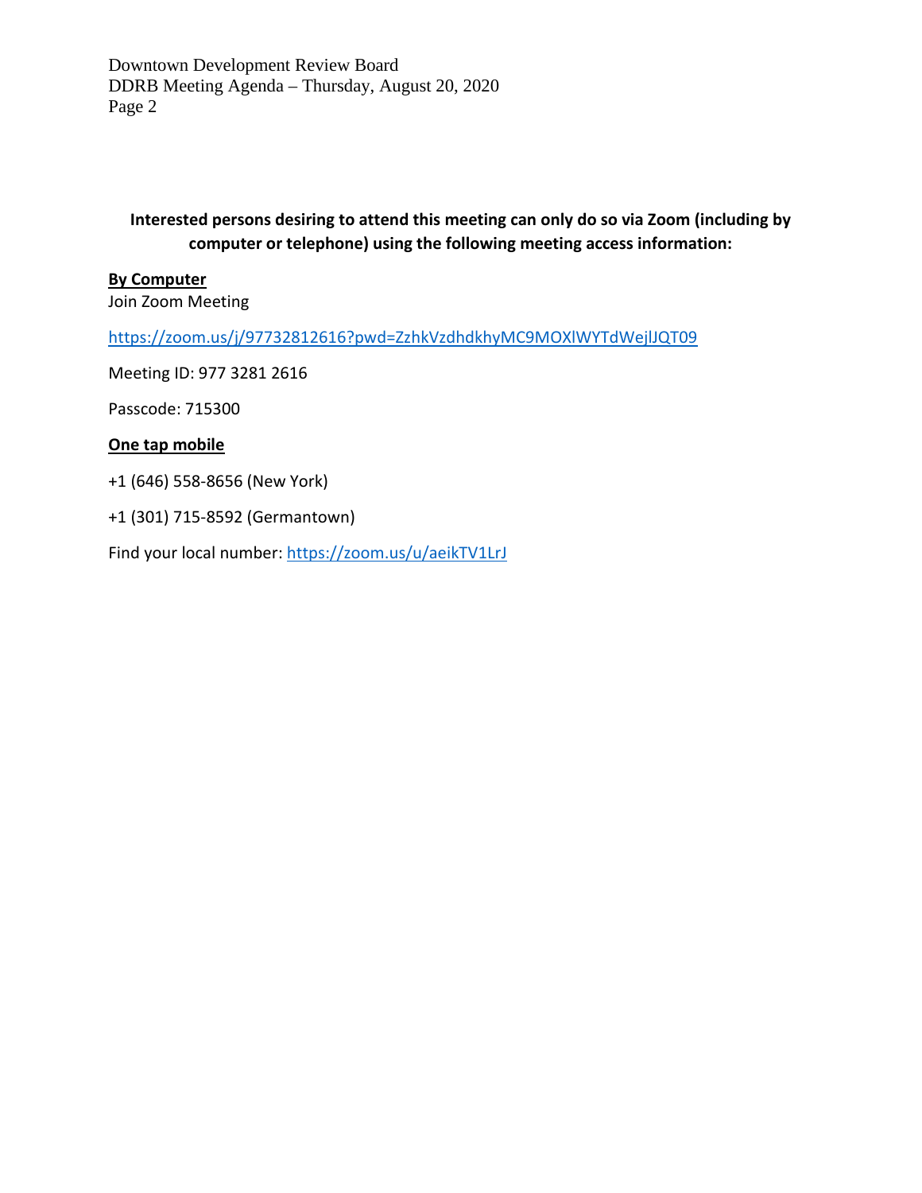**Interested persons desiring to attend this meeting can only do so via Zoom (including by computer or telephone) using the following meeting access information:**

**By Computer**

Join Zoom Meeting

https://zoom.us/j/97732812616?pwd=ZzhkVzdhdkhyMC9MOXlWYTdWejlJQT09

Meeting ID: 977 3281 2616

Passcode: 715300

**One tap mobile**

+1 (646) 558-8656 (New York)

+1 (301) 715-8592 (Germantown)

Find your local number: https://zoom.us/u/aeikTV1LrJ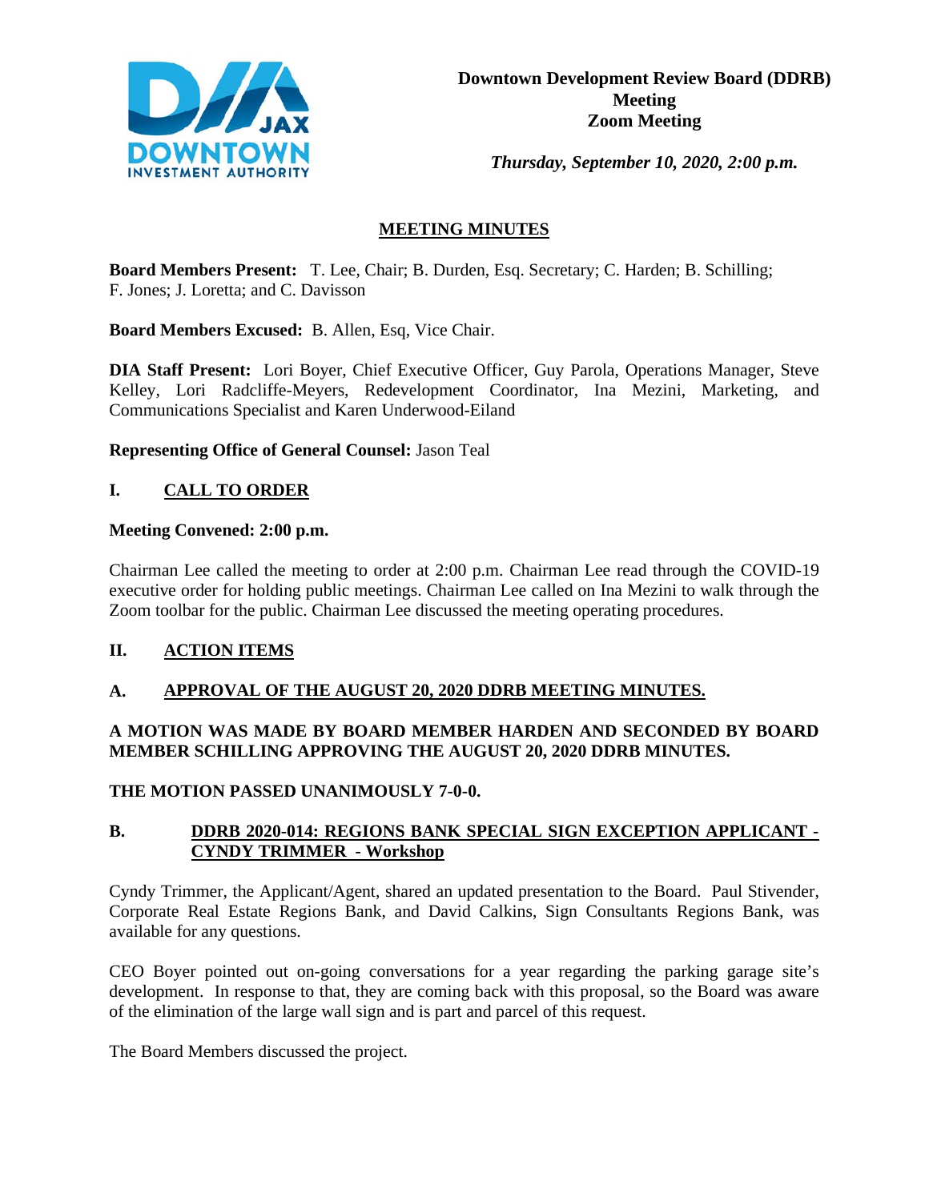**Downtown Development Review Board (DDRB) Meeting**
**Zoom Meeting**

***Thursday, September 10, 2020, 2:00 p.m.***

## MEETING MINUTES

**Board Members Present:** T. Lee, Chair; B. Durden, Esq. Secretary; C. Harden; B. Schilling; F. Jones; J. Loretta; and C. Davisson

**Board Members Excused:** B. Allen, Esq, Vice Chair.

**DIA Staff Present:** Lori Boyer, Chief Executive Officer, Guy Parola, Operations Manager, Steve Kelley, Lori Radcliffe-Meyers, Redevelopment Coordinator, Ina Mezini, Marketing, and Communications Specialist and Karen Underwood-Eiland

**Representing Office of General Counsel:** Jason Teal

## I. CALL TO ORDER

**Meeting Convened: 2:00 p.m.**

Chairman Lee called the meeting to order at 2:00 p.m. Chairman Lee read through the COVID-19 executive order for holding public meetings. Chairman Lee called on Ina Mezini to walk through the Zoom toolbar for the public. Chairman Lee discussed the meeting operating procedures.

## II. ACTION ITEMS

### A. APPROVAL OF THE AUGUST 20, 2020 DDRB MEETING MINUTES.

**A MOTION WAS MADE BY BOARD MEMBER HARDEN AND SECONDED BY BOARD MEMBER SCHILLING APPROVING THE AUGUST 20, 2020 DDRB MINUTES.**

**THE MOTION PASSED UNANIMOUSLY 7-0-0.**

### B. DDRB 2020-014: REGIONS BANK SPECIAL SIGN EXCEPTION APPLICANT - CYNDY TRIMMER - Workshop

Cyndy Trimmer, the Applicant/Agent, shared an updated presentation to the Board. Paul Stivender, Corporate Real Estate Regions Bank, and David Calkins, Sign Consultants Regions Bank, was available for any questions.

CEO Boyer pointed out on-going conversations for a year regarding the parking garage site's development. In response to that, they are coming back with this proposal, so the Board was aware of the elimination of the large wall sign and is part and parcel of this request.

The Board Members discussed the project.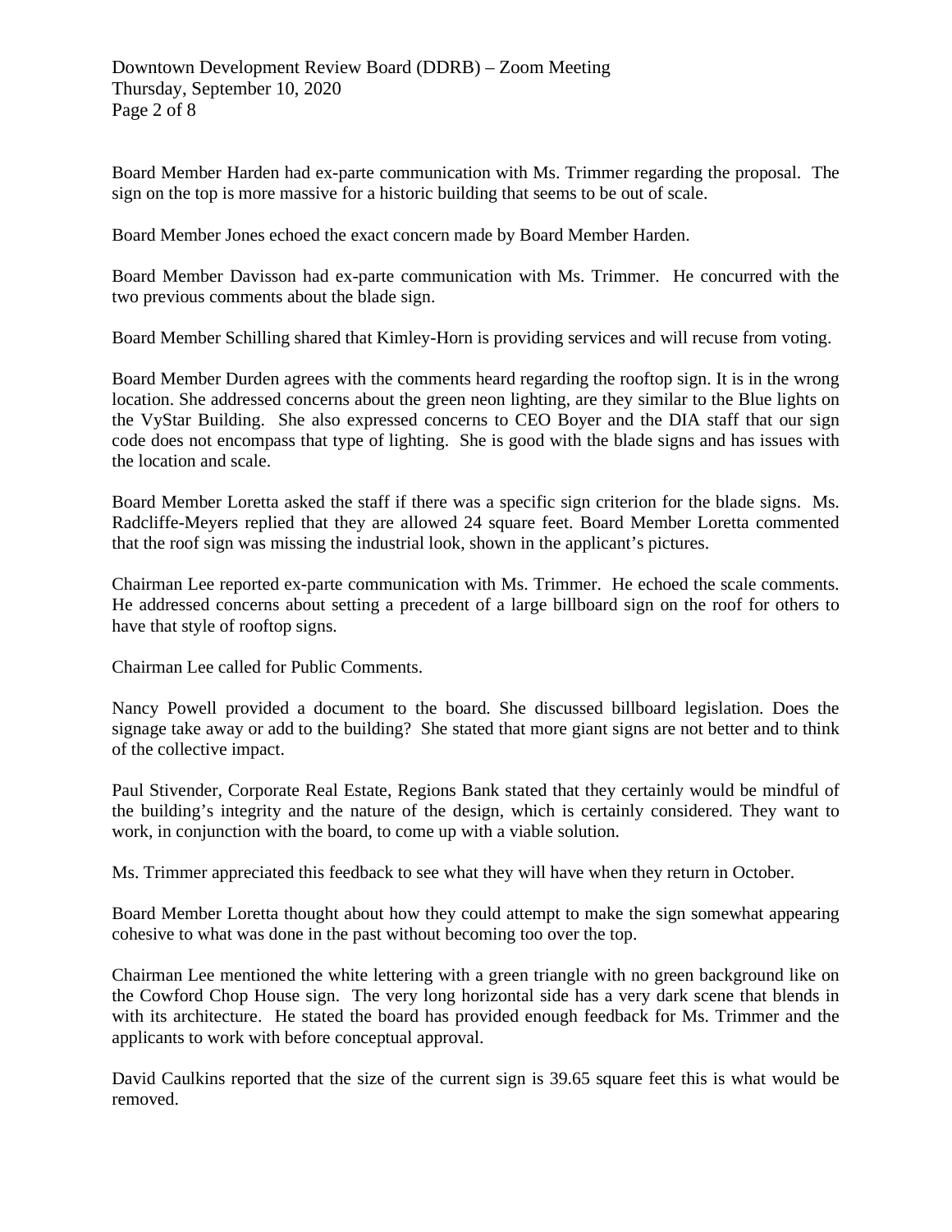Board Member Harden had ex-parte communication with Ms. Trimmer regarding the proposal. The sign on the top is more massive for a historic building that seems to be out of scale.

Board Member Jones echoed the exact concern made by Board Member Harden.

Board Member Davisson had ex-parte communication with Ms. Trimmer. He concurred with the two previous comments about the blade sign.

Board Member Schilling shared that Kimley-Horn is providing services and will recuse from voting.

Board Member Durden agrees with the comments heard regarding the rooftop sign. It is in the wrong location. She addressed concerns about the green neon lighting, are they similar to the Blue lights on the VyStar Building. She also expressed concerns to CEO Boyer and the DIA staff that our sign code does not encompass that type of lighting. She is good with the blade signs and has issues with the location and scale.

Board Member Loretta asked the staff if there was a specific sign criterion for the blade signs. Ms. Radcliffe-Meyers replied that they are allowed 24 square feet. Board Member Loretta commented that the roof sign was missing the industrial look, shown in the applicant's pictures.

Chairman Lee reported ex-parte communication with Ms. Trimmer. He echoed the scale comments. He addressed concerns about setting a precedent of a large billboard sign on the roof for others to have that style of rooftop signs.

Chairman Lee called for Public Comments.

Nancy Powell provided a document to the board. She discussed billboard legislation. Does the signage take away or add to the building? She stated that more giant signs are not better and to think of the collective impact.

Paul Stivender, Corporate Real Estate, Regions Bank stated that they certainly would be mindful of the building's integrity and the nature of the design, which is certainly considered. They want to work, in conjunction with the board, to come up with a viable solution.

Ms. Trimmer appreciated this feedback to see what they will have when they return in October.

Board Member Loretta thought about how they could attempt to make the sign somewhat appearing cohesive to what was done in the past without becoming too over the top.

Chairman Lee mentioned the white lettering with a green triangle with no green background like on the Cowford Chop House sign. The very long horizontal side has a very dark scene that blends in with its architecture. He stated the board has provided enough feedback for Ms. Trimmer and the applicants to work with before conceptual approval.

David Caulkins reported that the size of the current sign is 39.65 square feet this is what would be removed.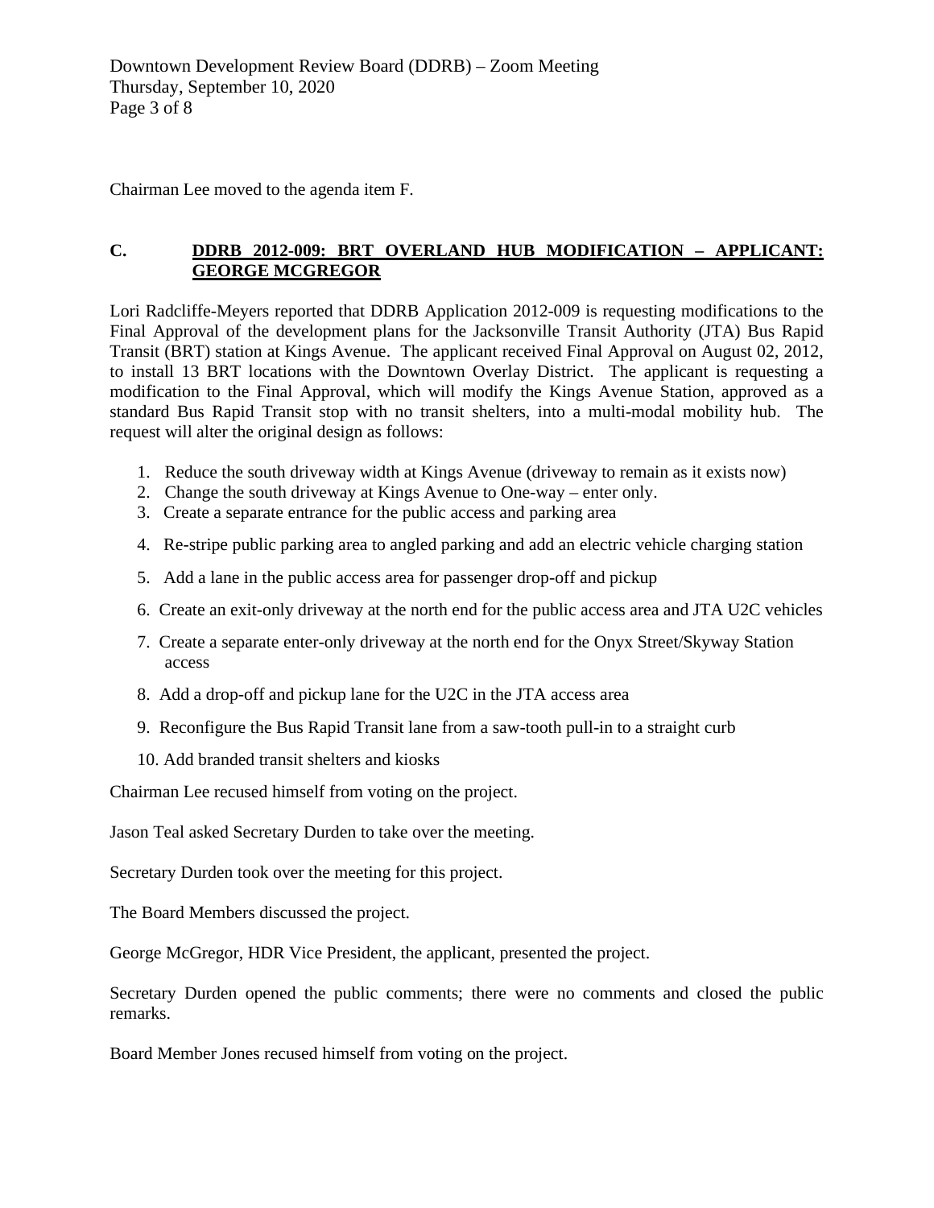Chairman Lee moved to the agenda item F.

## C. DDRB 2012-009: BRT OVERLAND HUB MODIFICATION – APPLICANT: GEORGE MCGREGOR

Lori Radcliffe-Meyers reported that DDRB Application 2012-009 is requesting modifications to the Final Approval of the development plans for the Jacksonville Transit Authority (JTA) Bus Rapid Transit (BRT) station at Kings Avenue. The applicant received Final Approval on August 02, 2012, to install 13 BRT locations with the Downtown Overlay District. The applicant is requesting a modification to the Final Approval, which will modify the Kings Avenue Station, approved as a standard Bus Rapid Transit stop with no transit shelters, into a multi-modal mobility hub. The request will alter the original design as follows:

1. Reduce the south driveway width at Kings Avenue (driveway to remain as it exists now)
2. Change the south driveway at Kings Avenue to One-way – enter only.
3. Create a separate entrance for the public access and parking area
4. Re-stripe public parking area to angled parking and add an electric vehicle charging station
5. Add a lane in the public access area for passenger drop-off and pickup
6. Create an exit-only driveway at the north end for the public access area and JTA U2C vehicles
7. Create a separate enter-only driveway at the north end for the Onyx Street/Skyway Station access
8. Add a drop-off and pickup lane for the U2C in the JTA access area
9. Reconfigure the Bus Rapid Transit lane from a saw-tooth pull-in to a straight curb
10. Add branded transit shelters and kiosks

Chairman Lee recused himself from voting on the project.

Jason Teal asked Secretary Durden to take over the meeting.

Secretary Durden took over the meeting for this project.

The Board Members discussed the project.

George McGregor, HDR Vice President, the applicant, presented the project.

Secretary Durden opened the public comments; there were no comments and closed the public remarks.

Board Member Jones recused himself from voting on the project.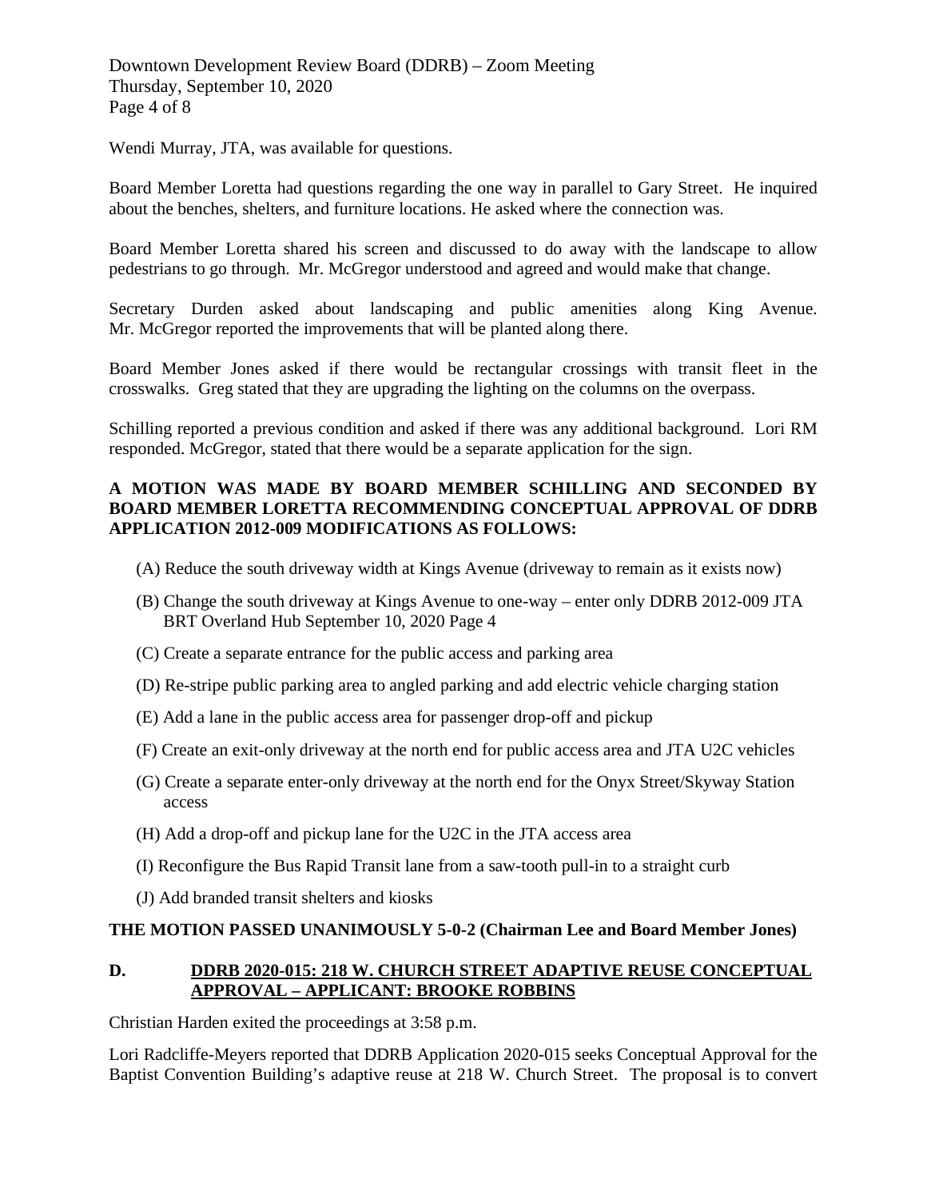Wendi Murray, JTA, was available for questions.

Board Member Loretta had questions regarding the one way in parallel to Gary Street. He inquired about the benches, shelters, and furniture locations. He asked where the connection was.

Board Member Loretta shared his screen and discussed to do away with the landscape to allow pedestrians to go through. Mr. McGregor understood and agreed and would make that change.

Secretary Durden asked about landscaping and public amenities along King Avenue. Mr. McGregor reported the improvements that will be planted along there.

Board Member Jones asked if there would be rectangular crossings with transit fleet in the crosswalks. Greg stated that they are upgrading the lighting on the columns on the overpass.

Schilling reported a previous condition and asked if there was any additional background. Lori RM responded. McGregor, stated that there would be a separate application for the sign.

**A MOTION WAS MADE BY BOARD MEMBER SCHILLING AND SECONDED BY BOARD MEMBER LORETTA RECOMMENDING CONCEPTUAL APPROVAL OF DDRB APPLICATION 2012-009 MODIFICATIONS AS FOLLOWS:**

(A) Reduce the south driveway width at Kings Avenue (driveway to remain as it exists now)

(B) Change the south driveway at Kings Avenue to one-way – enter only DDRB 2012-009 JTA BRT Overland Hub September 10, 2020 Page 4

(C) Create a separate entrance for the public access and parking area

(D) Re-stripe public parking area to angled parking and add electric vehicle charging station

(E) Add a lane in the public access area for passenger drop-off and pickup

(F) Create an exit-only driveway at the north end for public access area and JTA U2C vehicles

(G) Create a separate enter-only driveway at the north end for the Onyx Street/Skyway Station access

(H) Add a drop-off and pickup lane for the U2C in the JTA access area

(I) Reconfigure the Bus Rapid Transit lane from a saw-tooth pull-in to a straight curb

(J) Add branded transit shelters and kiosks

**THE MOTION PASSED UNANIMOUSLY 5-0-2 (Chairman Lee and Board Member Jones)**

## D. DDRB 2020-015: 218 W. CHURCH STREET ADAPTIVE REUSE CONCEPTUAL APPROVAL – APPLICANT: BROOKE ROBBINS

Christian Harden exited the proceedings at 3:58 p.m.

Lori Radcliffe-Meyers reported that DDRB Application 2020-015 seeks Conceptual Approval for the Baptist Convention Building's adaptive reuse at 218 W. Church Street. The proposal is to convert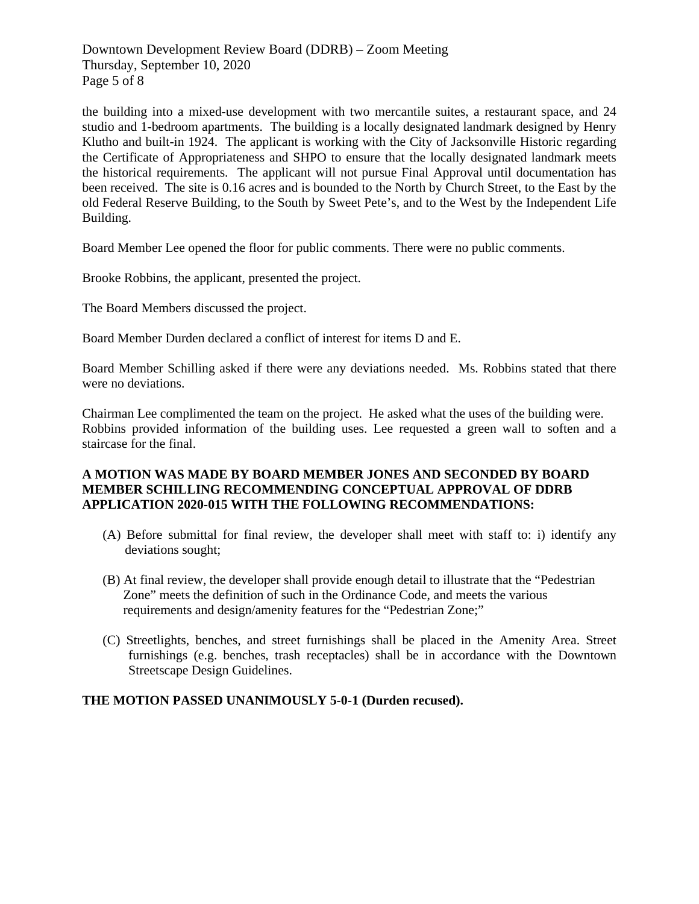the building into a mixed-use development with two mercantile suites, a restaurant space, and 24 studio and 1-bedroom apartments. The building is a locally designated landmark designed by Henry Klutho and built-in 1924. The applicant is working with the City of Jacksonville Historic regarding the Certificate of Appropriateness and SHPO to ensure that the locally designated landmark meets the historical requirements. The applicant will not pursue Final Approval until documentation has been received. The site is 0.16 acres and is bounded to the North by Church Street, to the East by the old Federal Reserve Building, to the South by Sweet Pete's, and to the West by the Independent Life Building.

Board Member Lee opened the floor for public comments. There were no public comments.

Brooke Robbins, the applicant, presented the project.

The Board Members discussed the project.

Board Member Durden declared a conflict of interest for items D and E.

Board Member Schilling asked if there were any deviations needed. Ms. Robbins stated that there were no deviations.

Chairman Lee complimented the team on the project. He asked what the uses of the building were. Robbins provided information of the building uses. Lee requested a green wall to soften and a staircase for the final.

**A MOTION WAS MADE BY BOARD MEMBER JONES AND SECONDED BY BOARD MEMBER SCHILLING RECOMMENDING CONCEPTUAL APPROVAL OF DDRB APPLICATION 2020-015 WITH THE FOLLOWING RECOMMENDATIONS:**

(A) Before submittal for final review, the developer shall meet with staff to: i) identify any deviations sought;

(B) At final review, the developer shall provide enough detail to illustrate that the "Pedestrian Zone" meets the definition of such in the Ordinance Code, and meets the various requirements and design/amenity features for the "Pedestrian Zone;"

(C) Streetlights, benches, and street furnishings shall be placed in the Amenity Area. Street furnishings (e.g. benches, trash receptacles) shall be in accordance with the Downtown Streetscape Design Guidelines.

**THE MOTION PASSED UNANIMOUSLY 5-0-1 (Durden recused).**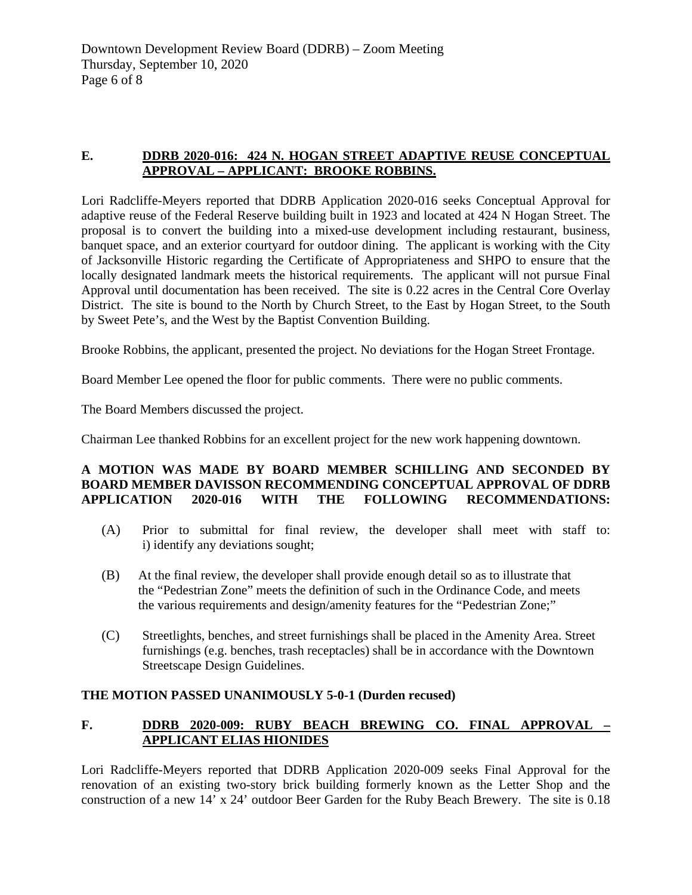## E. DDRB 2020-016: 424 N. HOGAN STREET ADAPTIVE REUSE CONCEPTUAL APPROVAL – APPLICANT: BROOKE ROBBINS.

Lori Radcliffe-Meyers reported that DDRB Application 2020-016 seeks Conceptual Approval for adaptive reuse of the Federal Reserve building built in 1923 and located at 424 N Hogan Street. The proposal is to convert the building into a mixed-use development including restaurant, business, banquet space, and an exterior courtyard for outdoor dining. The applicant is working with the City of Jacksonville Historic regarding the Certificate of Appropriateness and SHPO to ensure that the locally designated landmark meets the historical requirements. The applicant will not pursue Final Approval until documentation has been received. The site is 0.22 acres in the Central Core Overlay District. The site is bound to the North by Church Street, to the East by Hogan Street, to the South by Sweet Pete's, and the West by the Baptist Convention Building.

Brooke Robbins, the applicant, presented the project. No deviations for the Hogan Street Frontage.

Board Member Lee opened the floor for public comments. There were no public comments.

The Board Members discussed the project.

Chairman Lee thanked Robbins for an excellent project for the new work happening downtown.

**A MOTION WAS MADE BY BOARD MEMBER SCHILLING AND SECONDED BY BOARD MEMBER DAVISSON RECOMMENDING CONCEPTUAL APPROVAL OF DDRB APPLICATION 2020-016 WITH THE FOLLOWING RECOMMENDATIONS:**

(A) Prior to submittal for final review, the developer shall meet with staff to: i) identify any deviations sought;

(B) At the final review, the developer shall provide enough detail so as to illustrate that the "Pedestrian Zone" meets the definition of such in the Ordinance Code, and meets the various requirements and design/amenity features for the "Pedestrian Zone;"

(C) Streetlights, benches, and street furnishings shall be placed in the Amenity Area. Street furnishings (e.g. benches, trash receptacles) shall be in accordance with the Downtown Streetscape Design Guidelines.

**THE MOTION PASSED UNANIMOUSLY 5-0-1 (Durden recused)**

## F. DDRB 2020-009: RUBY BEACH BREWING CO. FINAL APPROVAL – APPLICANT ELIAS HIONIDES

Lori Radcliffe-Meyers reported that DDRB Application 2020-009 seeks Final Approval for the renovation of an existing two-story brick building formerly known as the Letter Shop and the construction of a new 14' x 24' outdoor Beer Garden for the Ruby Beach Brewery. The site is 0.18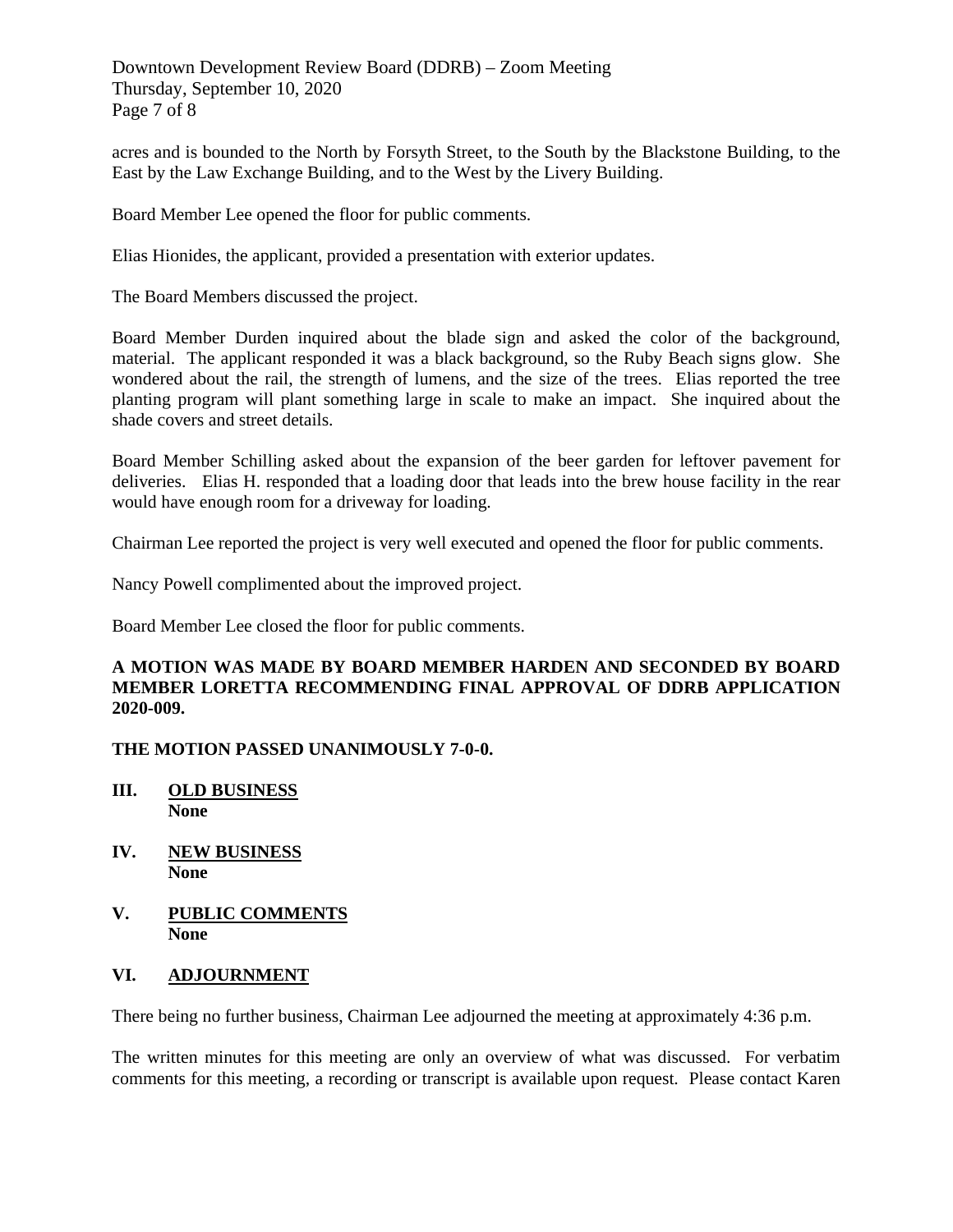acres and is bounded to the North by Forsyth Street, to the South by the Blackstone Building, to the East by the Law Exchange Building, and to the West by the Livery Building.

Board Member Lee opened the floor for public comments.

Elias Hionides, the applicant, provided a presentation with exterior updates.

The Board Members discussed the project.

Board Member Durden inquired about the blade sign and asked the color of the background, material. The applicant responded it was a black background, so the Ruby Beach signs glow. She wondered about the rail, the strength of lumens, and the size of the trees. Elias reported the tree planting program will plant something large in scale to make an impact. She inquired about the shade covers and street details.

Board Member Schilling asked about the expansion of the beer garden for leftover pavement for deliveries. Elias H. responded that a loading door that leads into the brew house facility in the rear would have enough room for a driveway for loading.

Chairman Lee reported the project is very well executed and opened the floor for public comments.

Nancy Powell complimented about the improved project.

Board Member Lee closed the floor for public comments.

**A MOTION WAS MADE BY BOARD MEMBER HARDEN AND SECONDED BY BOARD MEMBER LORETTA RECOMMENDING FINAL APPROVAL OF DDRB APPLICATION 2020-009.**

**THE MOTION PASSED UNANIMOUSLY 7-0-0.**

## III. OLD BUSINESS
**None**

## IV. NEW BUSINESS
**None**

## V. PUBLIC COMMENTS
**None**

## VI. ADJOURNMENT

There being no further business, Chairman Lee adjourned the meeting at approximately 4:36 p.m.

The written minutes for this meeting are only an overview of what was discussed. For verbatim comments for this meeting, a recording or transcript is available upon request. Please contact Karen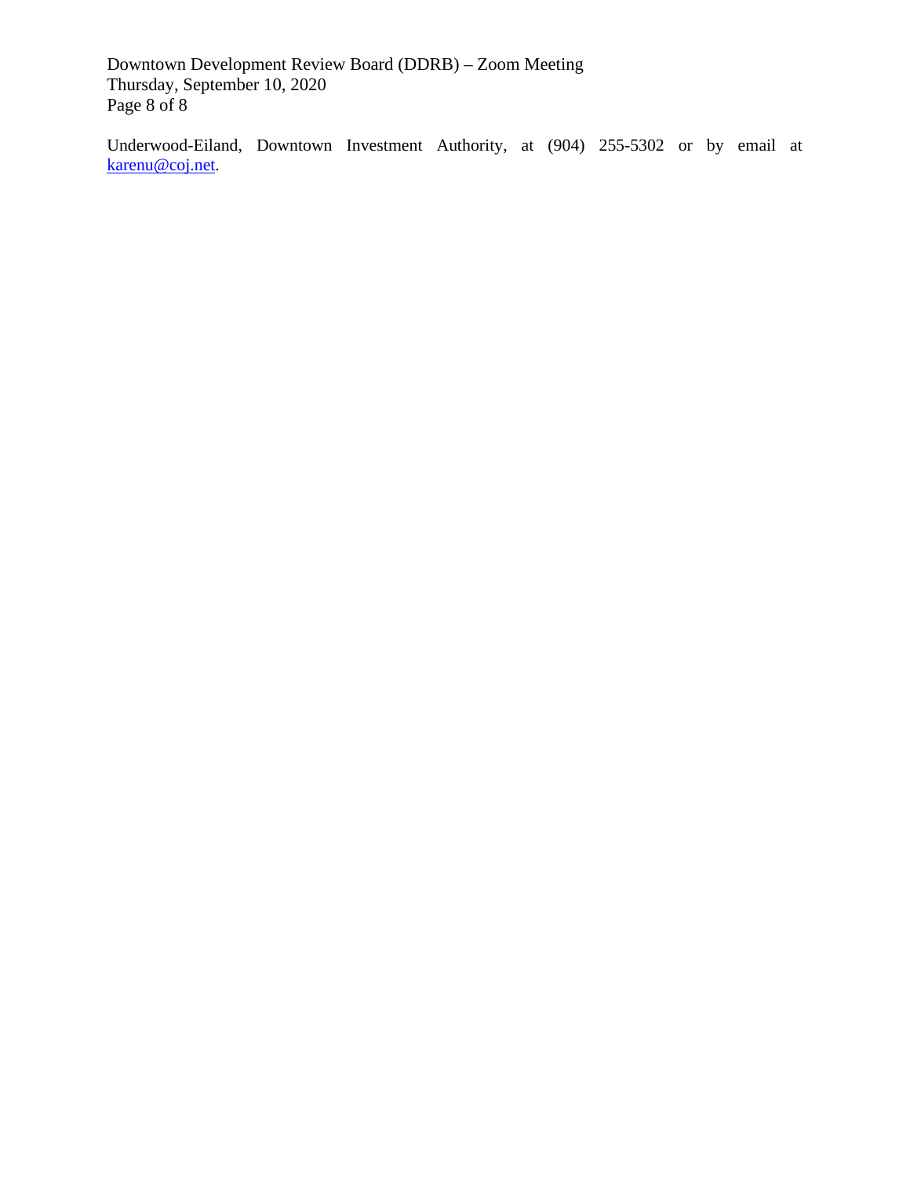Underwood-Eiland, Downtown Investment Authority, at (904) 255-5302 or by email at karenu@coj.net.